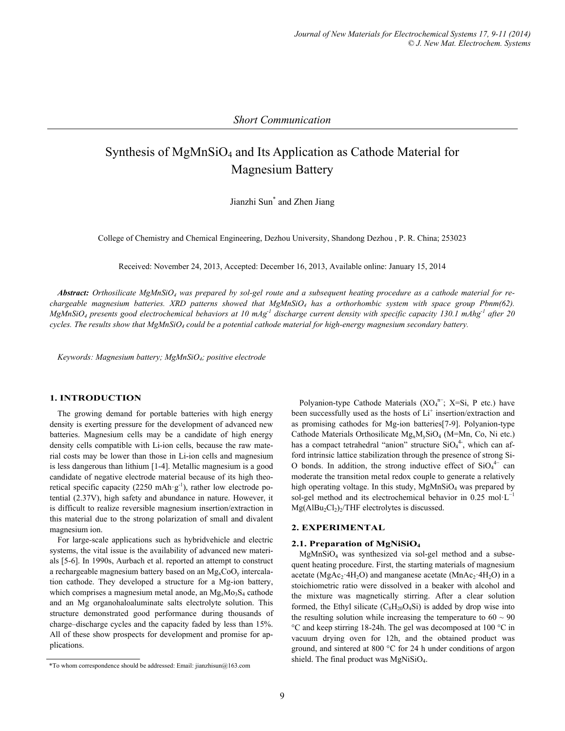*Short Communication*

# Synthesis of $MgMnSiO_4$ and Its Application as Cathode Material for Magnesium Battery

Jianzhi Sun* and Zhen Jiang

College of Chemistry and Chemical Engineering, Dezhou University, Shandong Dezhou , P. R. China; 253023

Received: November 24, 2013, Accepted: December 16, 2013, Available online: January 15, 2014

***Abstract:*** *Orthosilicate $MgMnSiO_4$ was prepared by sol-gel route and a subsequent heating procedure as a cathode material for rechargeable magnesium batteries. XRD patterns showed that $MgMnSiO_4$ has a orthorhombic system with space group Pbnm(62). $MgMnSiO_4$ presents good electrochemical behaviors at 10 $mAg^{-1}$ discharge current density with specific capacity 130.1 $mAhg^{-1}$ after 20 cycles. The results show that $MgMnSiO_4$ could be a potential cathode material for high-energy magnesium secondary battery.*

*Keywords: Magnesium battery; $MgMnSiO_4$; positive electrode*

## 1. INTRODUCTION

The growing demand for portable batteries with high energy density is exerting pressure for the development of advanced new batteries. Magnesium cells may be a candidate of high energy density cells compatible with Li-ion cells, because the raw material costs may be lower than those in Li-ion cells and magnesium is less dangerous than lithium [1-4]. Metallic magnesium is a good candidate of negative electrode material because of its high theoretical specific capacity (2250 $mAh \cdot g^{-1}$), rather low electrode potential (2.37V), high safety and abundance in nature. However, it is difficult to realize reversible magnesium insertion/extraction in this material due to the strong polarization of small and divalent magnesium ion.

For large-scale applications such as hybridvehicle and electric systems, the vital issue is the availability of advanced new materials [5-6]. In 1990s, Aurbach et al. reported an attempt to construct a rechargeable magnesium battery based on an $Mg_xCoO_y$ intercalation cathode. They developed a structure for a Mg-ion battery, which comprises a magnesium metal anode, an $Mg_xMo_3S_4$ cathode and an Mg organohaloaluminate salts electrolyte solution. This structure demonstrated good performance during thousands of charge–discharge cycles and the capacity faded by less than 15%. All of these show prospects for development and promise for applications.

Polyanion-type Cathode Materials ($XO_4^{n-}$; X=Si, P etc.) have been successfully used as the hosts of $Li^+$ insertion/extraction and as promising cathodes for Mg-ion batteries[7-9]. Polyanion-type Cathode Materials Orthosilicate $Mg_xM_ySiO_4$ (M=Mn, Co, Ni etc.) has a compact tetrahedral "anion" structure $SiO_4^{4-}$, which can afford intrinsic lattice stabilization through the presence of strong Si-O bonds. In addition, the strong inductive effect of $SiO_4^{4-}$ can moderate the transition metal redox couple to generate a relatively high operating voltage. In this study, $MgMnSiO_4$ was prepared by sol-gel method and its electrochemical behavior in 0.25 $mol \cdot L^{-1}$ $Mg(AlBu_2Cl_2)_2$/THF electrolytes is discussed.

## 2. EXPERIMENTAL

### 2.1. Preparation of $MgNiSiO_4$

$MgMnSiO_4$ was synthesized via sol-gel method and a subsequent heating procedure. First, the starting materials of magnesium acetate ($MgAc_2 \cdot 4H_2O$) and manganese acetate ($MnAc_2 \cdot 4H_2O$) in a stoichiometric ratio were dissolved in a beaker with alcohol and the mixture was magnetically stirring. After a clear solution formed, the Ethyl silicate ($C_8H_{20}O_4Si$) is added by drop wise into the resulting solution while increasing the temperature to 60 ~ 90 °C and keep stirring 18-24h. The gel was decomposed at 100 °C in vacuum drying oven for 12h, and the obtained product was ground, and sintered at 800 °C for 24 h under conditions of argon shield. The final product was $MgNiSiO_4$.

*To whom correspondence should be addressed: Email: jianzhisun@163.com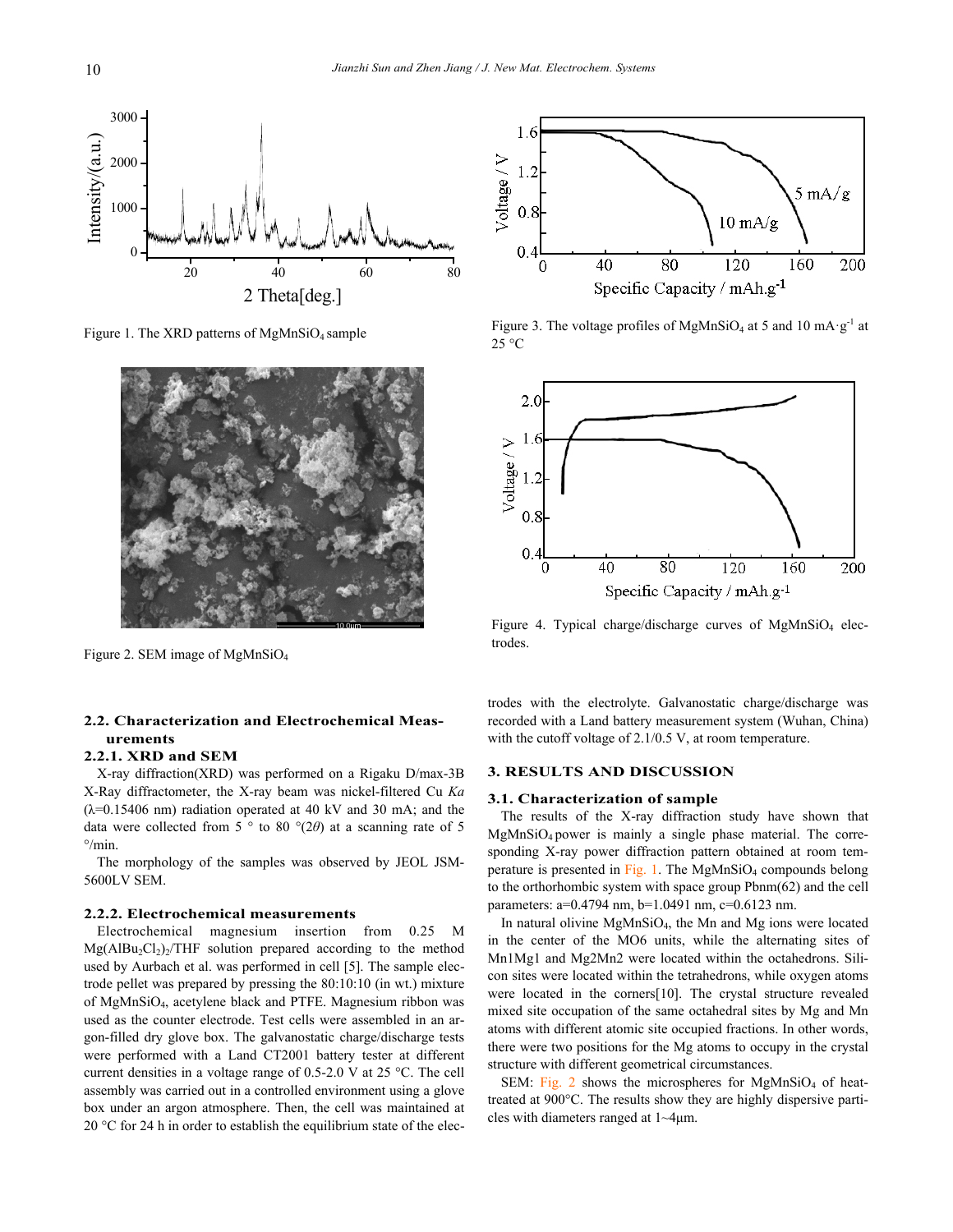Figure 1. The XRD patterns of $MgMnSiO_4$ sample

Figure 2. SEM image of $MgMnSiO_4$

Figure 3. The voltage profiles of $MgMnSiO_4$ at 5 and 10 $mA \cdot g^{-1}$ at 25 °C

Figure 4. Typical charge/discharge curves of $MgMnSiO_4$ electrodes.

### 2.2. Characterization and Electrochemical Measurements

#### 2.2.1. XRD and SEM

X-ray diffraction(XRD) was performed on a Rigaku D/max-3B X-Ray diffractometer, the X-ray beam was nickel-filtered Cu *Ka* ($\lambda$=0.15406 nm) radiation operated at 40 kV and 30 mA; and the data were collected from 5 ° to 80 °($2\theta$) at a scanning rate of 5 °/min.

The morphology of the samples was observed by JEOL JSM-5600LV SEM.

#### 2.2.2. Electrochemical measurements

Electrochemical magnesium insertion from 0.25 M $Mg(AlBu_2Cl_2)_2$/THF solution prepared according to the method used by Aurbach et al. was performed in cell [5]. The sample electrode pellet was prepared by pressing the 80:10:10 (in wt.) mixture of $MgMnSiO_4$, acetylene black and PTFE. Magnesium ribbon was used as the counter electrode. Test cells were assembled in an argon-filled dry glove box. The galvanostatic charge/discharge tests were performed with a Land CT2001 battery tester at different current densities in a voltage range of 0.5-2.0 V at 25 °C. The cell assembly was carried out in a controlled environment using a glove box under an argon atmosphere. Then, the cell was maintained at 20 °C for 24 h in order to establish the equilibrium state of the electrodes with the electrolyte. Galvanostatic charge/discharge was recorded with a Land battery measurement system (Wuhan, China) with the cutoff voltage of 2.1/0.5 V, at room temperature.

## 3. RESULTS AND DISCUSSION

### 3.1. Characterization of sample

The results of the X-ray diffraction study have shown that $MgMnSiO_4$ power is mainly a single phase material. The corresponding X-ray power diffraction pattern obtained at room temperature is presented in Fig. 1. The $MgMnSiO_4$ compounds belong to the orthorhombic system with space group Pbnm(62) and the cell parameters: a=0.4794 nm, b=1.0491 nm, c=0.6123 nm.

In natural olivine $MgMnSiO_4$, the Mn and Mg ions were located in the center of the MO6 units, while the alternating sites of Mn1Mg1 and Mg2Mn2 were located within the octahedrons. Silicon sites were located within the tetrahedrons, while oxygen atoms were located in the corners[10]. The crystal structure revealed mixed site occupation of the same octahedral sites by Mg and Mn atoms with different atomic site occupied fractions. In other words, there were two positions for the Mg atoms to occupy in the crystal structure with different geometrical circumstances.

SEM: Fig. 2 shows the microspheres for $MgMnSiO_4$ of heat-treated at 900°C. The results show they are highly dispersive particles with diameters ranged at 1~4μm.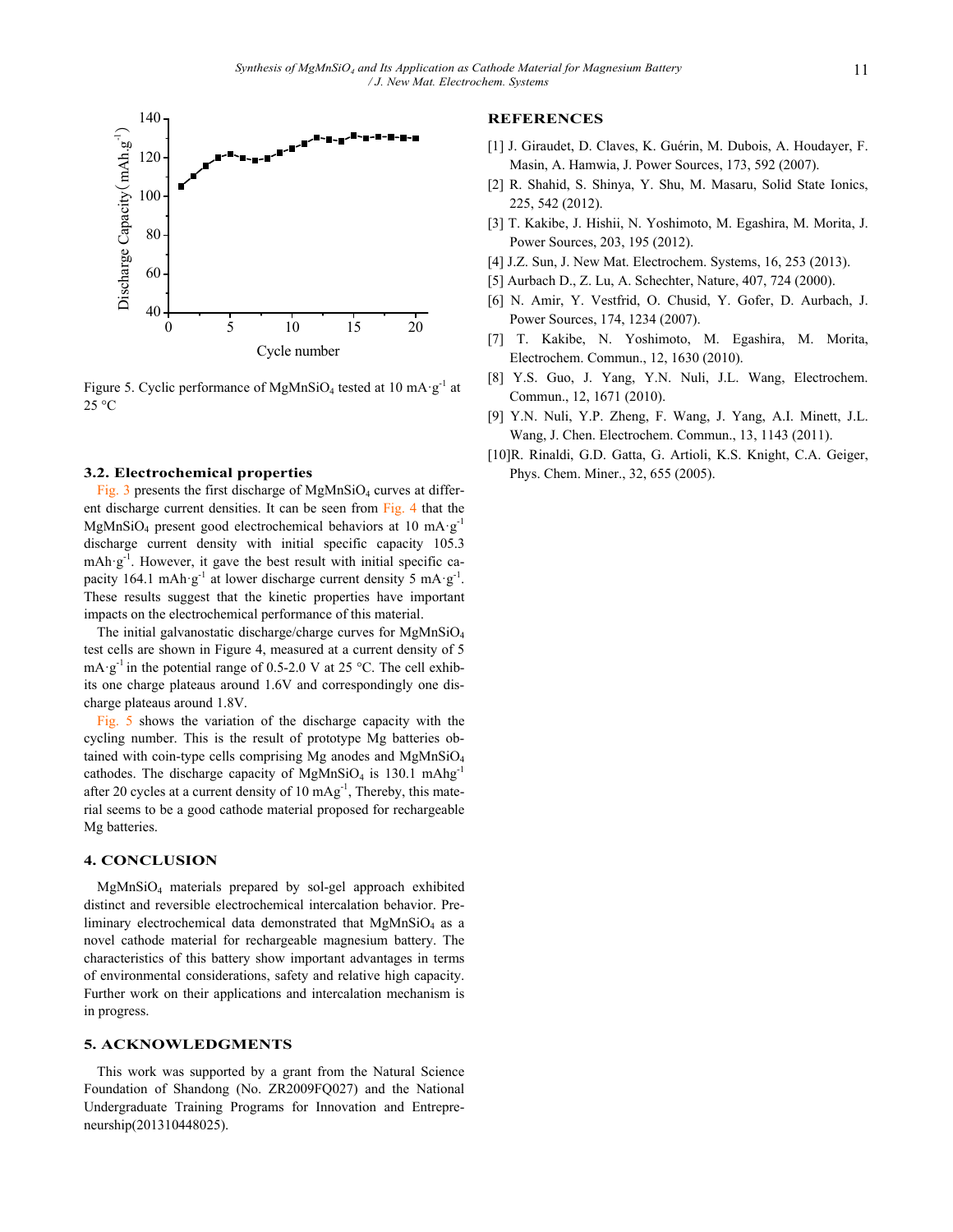140
120
100
80
60
40
Discharge Capacity（mAh.g$^{-1}$）
0
5
10
15
20
Cycle number

Figure 5. Cyclic performance of $MgMnSiO_4$ tested at 10 mA·g$^{-1}$ at 25 °C

### 3.2. Electrochemical properties

Fig. 3 presents the first discharge of $MgMnSiO_4$ curves at different discharge current densities. It can be seen from Fig. 4 that the $MgMnSiO_4$ present good electrochemical behaviors at 10 mA·g$^{-1}$ discharge current density with initial specific capacity 105.3 mAh·g$^{-1}$. However, it gave the best result with initial specific capacity 164.1 mAh·g$^{-1}$ at lower discharge current density 5 mA·g$^{-1}$. These results suggest that the kinetic properties have important impacts on the electrochemical performance of this material.

The initial galvanostatic discharge/charge curves for $MgMnSiO_4$ test cells are shown in Figure 4, measured at a current density of 5 mA·g$^{-1}$ in the potential range of 0.5-2.0 V at 25 °C. The cell exhibits one charge plateaus around 1.6V and correspondingly one discharge plateaus around 1.8V.

Fig. 5 shows the variation of the discharge capacity with the cycling number. This is the result of prototype Mg batteries obtained with coin-type cells comprising Mg anodes and $MgMnSiO_4$ cathodes. The discharge capacity of $MgMnSiO_4$ is 130.1 mAhg$^{-1}$ after 20 cycles at a current density of 10 mAg$^{-1}$, Thereby, this material seems to be a good cathode material proposed for rechargeable Mg batteries.

## 4. CONCLUSION

$MgMnSiO_4$ materials prepared by sol-gel approach exhibited distinct and reversible electrochemical intercalation behavior. Preliminary electrochemical data demonstrated that $MgMnSiO_4$ as a novel cathode material for rechargeable magnesium battery. The characteristics of this battery show important advantages in terms of environmental considerations, safety and relative high capacity. Further work on their applications and intercalation mechanism is in progress.

## 5. ACKNOWLEDGMENTS

This work was supported by a grant from the Natural Science Foundation of Shandong (No. ZR2009FQ027) and the National Undergraduate Training Programs for Innovation and Entrepreneurship(201310448025).

## REFERENCES

[1] J. Giraudet, D. Claves, K. Guérin, M. Dubois, A. Houdayer, F. Masin, A. Hamwia, J. Power Sources, 173, 592 (2007).

[2] R. Shahid, S. Shinya, Y. Shu, M. Masaru, Solid State Ionics, 225, 542 (2012).

[3] T. Kakibe, J. Hishii, N. Yoshimoto, M. Egashira, M. Morita, J. Power Sources, 203, 195 (2012).

[4] J.Z. Sun, J. New Mat. Electrochem. Systems, 16, 253 (2013).

[5] Aurbach D., Z. Lu, A. Schechter, Nature, 407, 724 (2000).

[6] N. Amir, Y. Vestfrid, O. Chusid, Y. Gofer, D. Aurbach, J. Power Sources, 174, 1234 (2007).

[7] T. Kakibe, N. Yoshimoto, M. Egashira, M. Morita, Electrochem. Commun., 12, 1630 (2010).

[8] Y.S. Guo, J. Yang, Y.N. Nuli, J.L. Wang, Electrochem. Commun., 12, 1671 (2010).

[9] Y.N. Nuli, Y.P. Zheng, F. Wang, J. Yang, A.I. Minett, J.L. Wang, J. Chen. Electrochem. Commun., 13, 1143 (2011).

[10]R. Rinaldi, G.D. Gatta, G. Artioli, K.S. Knight, C.A. Geiger, Phys. Chem. Miner., 32, 655 (2005).